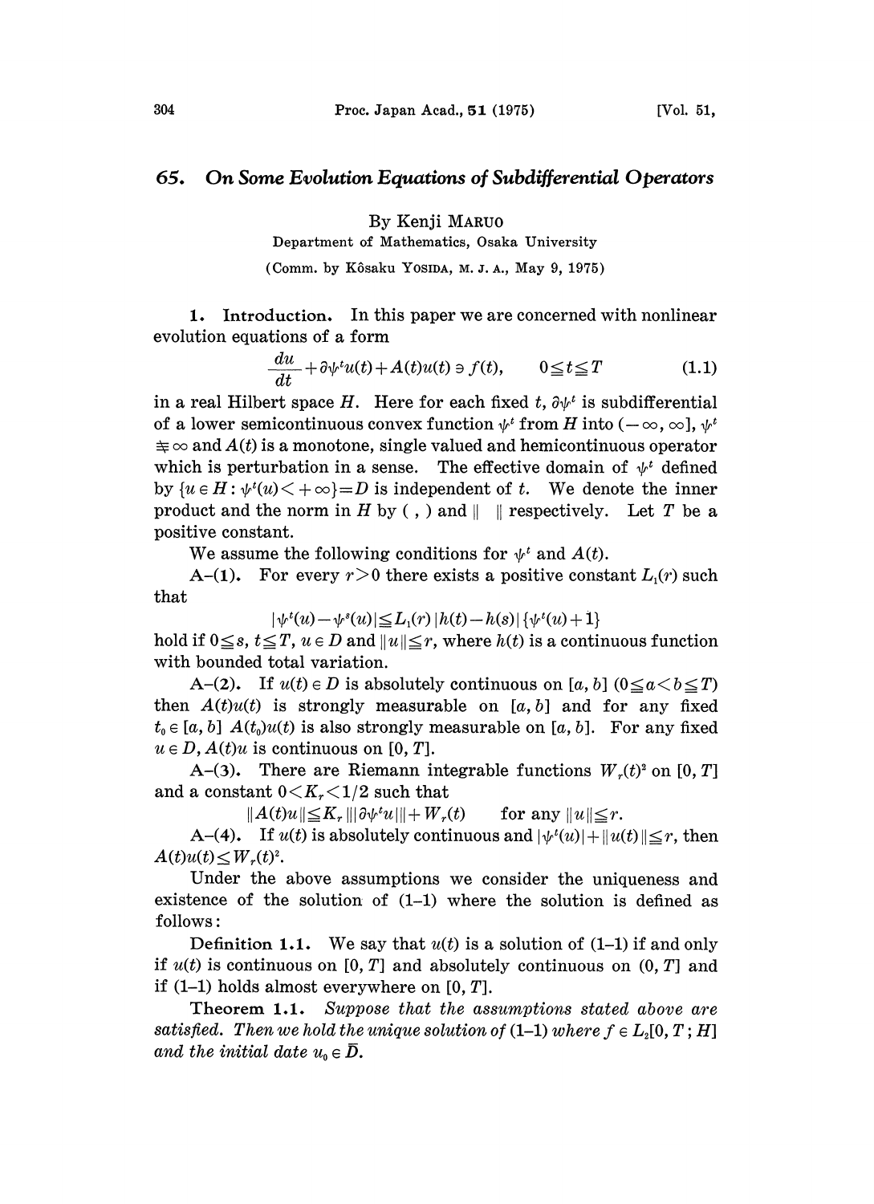# 65. On Some Evolution Equations of Subdifferential Operators

By Kenji MARUO

Department of Mathematics, Osaka University

(Comm. by Kôsaku YOSIDA, M. J. A., May 9, 1975)

**1. Introduction.** In this paper we are concerned with nonlinear evolution equations of a form

$$\frac{du}{dt}+\partial\psi^t u(t)+A(t)u(t)\ni f(t), \qquad 0\leqq t\leqq T \tag{1.1}$$

in a real Hilbert space $H$. Here for each fixed $t$, $\partial\psi^t$ is subdifferential of a lower semicontinuous convex function $\psi^t$ from $H$ into $(-\infty,\infty]$, $\psi^t \not\equiv \infty$ and $A(t)$ is a monotone, single valued and hemicontinuous operator which is perturbation in a sense. The effective domain of $\psi^t$ defined by $\{u\in H:\psi^t(u)<+\infty\}=D$ is independent of $t$. We denote the inner product and the norm in $H$ by $(\ ,\ )$ and $\|\ \ \|$ respectively. Let $T$ be a positive constant.

We assume the following conditions for $\psi^t$ and $A(t)$.

A-(1). For every $r>0$ there exists a positive constant $L_1(r)$ such that

$$|\psi^t(u)-\psi^s(u)|\leqq L_1(r)\,|h(t)-h(s)|\,\{\psi^t(u)+1\}$$

hold if $0\leqq s,\ t\leqq T$, $u\in D$ and $\|u\|\leqq r$, where $h(t)$ is a continuous function with bounded total variation.

A-(2). If $u(t)\in D$ is absolutely continuous on $[a,b]$ $(0\leqq a<b\leqq T)$ then $A(t)u(t)$ is strongly measurable on $[a,b]$ and for any fixed $t_0\in[a,b]$ $A(t_0)u(t)$ is also strongly measurable on $[a,b]$. For any fixed $u\in D$, $A(t)u$ is continuous on $[0,T]$.

A-(3). There are Riemann integrable functions $W_r(t)^2$ on $[0,T]$ and a constant $0<K_r<1/2$ such that

$$\|A(t)u\|\leqq K_r\,\|\|\partial\psi^t u\|\|+W_r(t) \qquad \text{for any } \|u\|\leqq r.$$

A-(4). If $u(t)$ is absolutely continuous and $|\psi^t(u)|+\|u(t)\|\leqq r$, then $A(t)u(t)\leq W_r(t)^2$.

Under the above assumptions we consider the uniqueness and existence of the solution of (1-1) where the solution is defined as follows:

**Definition 1.1.** We say that $u(t)$ is a solution of (1-1) if and only if $u(t)$ is continuous on $[0,T]$ and absolutely continuous on $(0,T]$ and if (1-1) holds almost everywhere on $[0,T]$.

**Theorem 1.1.** *Suppose that the assumptions stated above are satisfied. Then we hold the unique solution of* (1-1) *where* $f\in L_2[0,T;H]$ *and the initial date* $u_0\in\bar{D}$.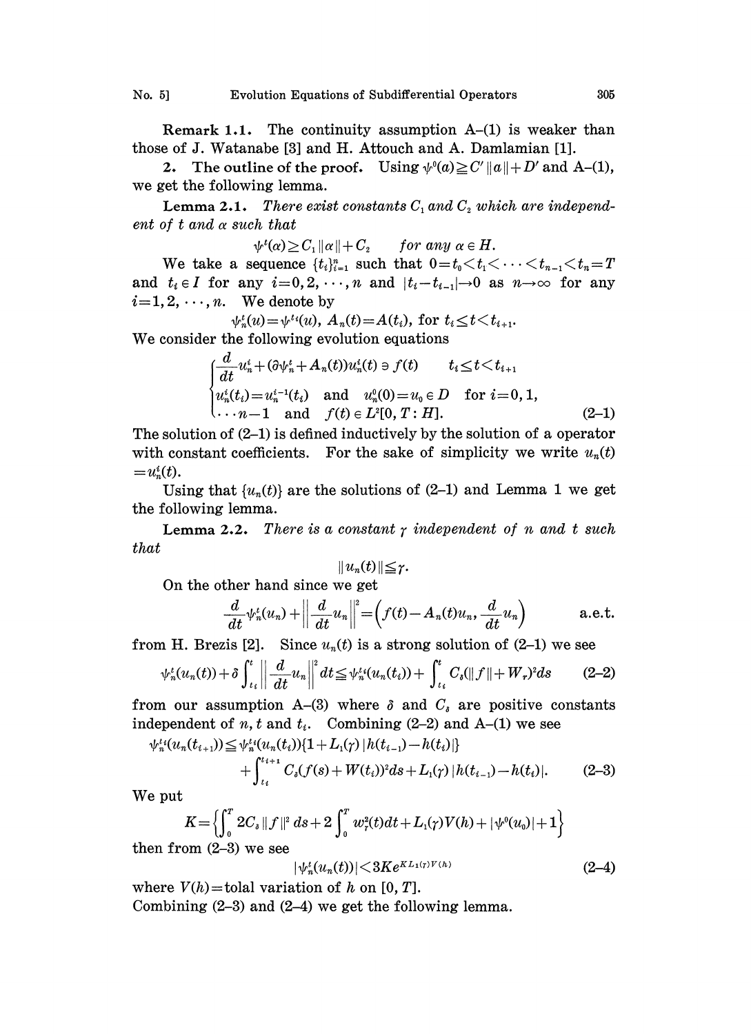**Remark 1.1.** The continuity assumption A–(1) is weaker than those of J. Watanabe [3] and H. Attouch and A. Damlamian [1].

**2. The outline of the proof.** Using $\psi^0(\alpha) \geqq C'\|\alpha\| + D'$ and A–(1), we get the following lemma.

**Lemma 2.1.** *There exist constants $C_1$ and $C_2$ which are independent of $t$ and $\alpha$ such that*

$$\psi^t(\alpha) \geq C_1\|\alpha\| + C_2 \qquad \text{for any } \alpha \in H.$$

We take a sequence $\{t_i\}_{i=1}^n$ such that $0 = t_0 < t_1 < \cdots < t_{n-1} < t_n = T$ and $t_i \in I$ for any $i = 0, 2, \cdots, n$ and $|t_i - t_{i-1}| \to 0$ as $n \to \infty$ for any $i = 1, 2, \cdots, n$. We denote by

$$\psi_n^t(u) = \psi^{t_i}(u),\ A_n(t) = A(t_i),\ \text{for } t_i \leq t < t_{i+1}.$$

We consider the following evolution equations

$$\begin{cases} \dfrac{d}{dt}u_n^i + (\partial\psi_n^t + A_n(t))u_n^i(t) \ni f(t) & t_i \leq t < t_{i+1} \\ u_n^i(t_i) = u_n^{i-1}(t_i) \quad \text{and} \quad u_n^0(0) = u_0 \in D \quad \text{for } i = 0, 1, \\ \cdots n-1 \quad \text{and} \quad f(t) \in L^2[0, T : H]. \end{cases} \tag{2–1}$$

The solution of (2–1) is defined inductively by the solution of a operator with constant coefficients. For the sake of simplicity we write $u_n(t) = u_n^i(t)$.

Using that $\{u_n(t)\}$ are the solutions of (2–1) and Lemma 1 we get the following lemma.

**Lemma 2.2.** *There is a constant $\gamma$ independent of $n$ and $t$ such that*

$$\|u_n(t)\| \leqq \gamma.$$

On the other hand since we get

$$\frac{d}{dt}\psi_n^t(u_n) + \left\|\frac{d}{dt}u_n\right\|^2 = \left(f(t) - A_n(t)u_n, \frac{d}{dt}u_n\right) \qquad \text{a.e.t.}$$

from H. Brezis [2]. Since $u_n(t)$ is a strong solution of (2–1) we see

$$\psi_n^t(u_n(t)) + \delta\int_{t_i}^t \left\|\frac{d}{dt}u_n\right\|^2 dt \leqq \psi_n^{t_i}(u_n(t_i)) + \int_{t_i}^t C_\delta(\|f\| + W_r)^2 ds \tag{2–2}$$

from our assumption A–(3) where $\delta$ and $C_\delta$ are positive constants independent of $n, t$ and $t_i$. Combining (2–2) and A–(1) we see

$$\begin{aligned}\psi_n^{t_i}(u_n(t_{i+1})) \leqq{}& \psi_n^{t_i}(u_n(t_i))\{1 + L_1(\gamma)\,|h(t_{i-1}) - h(t_i)|\} \\ &+ \int_{t_i}^{t_{i+1}} C_\delta(f(s) + W(t_i))^2 ds + L_1(\gamma)\,|h(t_{i-1}) - h(t_i)|.\end{aligned} \tag{2–3}$$

We put

$$K = \left\{\int_0^T 2C_\delta\|f\|^2\,ds + 2\int_0^T w_\gamma^2(t)dt + L_1(\gamma)V(h) + |\psi^0(u_0)| + 1\right\}$$

then from (2–3) we see

$$|\psi_n^t(u_n(t))| < 3Ke^{KL_1(\gamma)V(h)} \tag{2–4}$$

where $V(h)$ = tolal variation of $h$ on $[0, T]$.

Combining (2–3) and (2–4) we get the following lemma.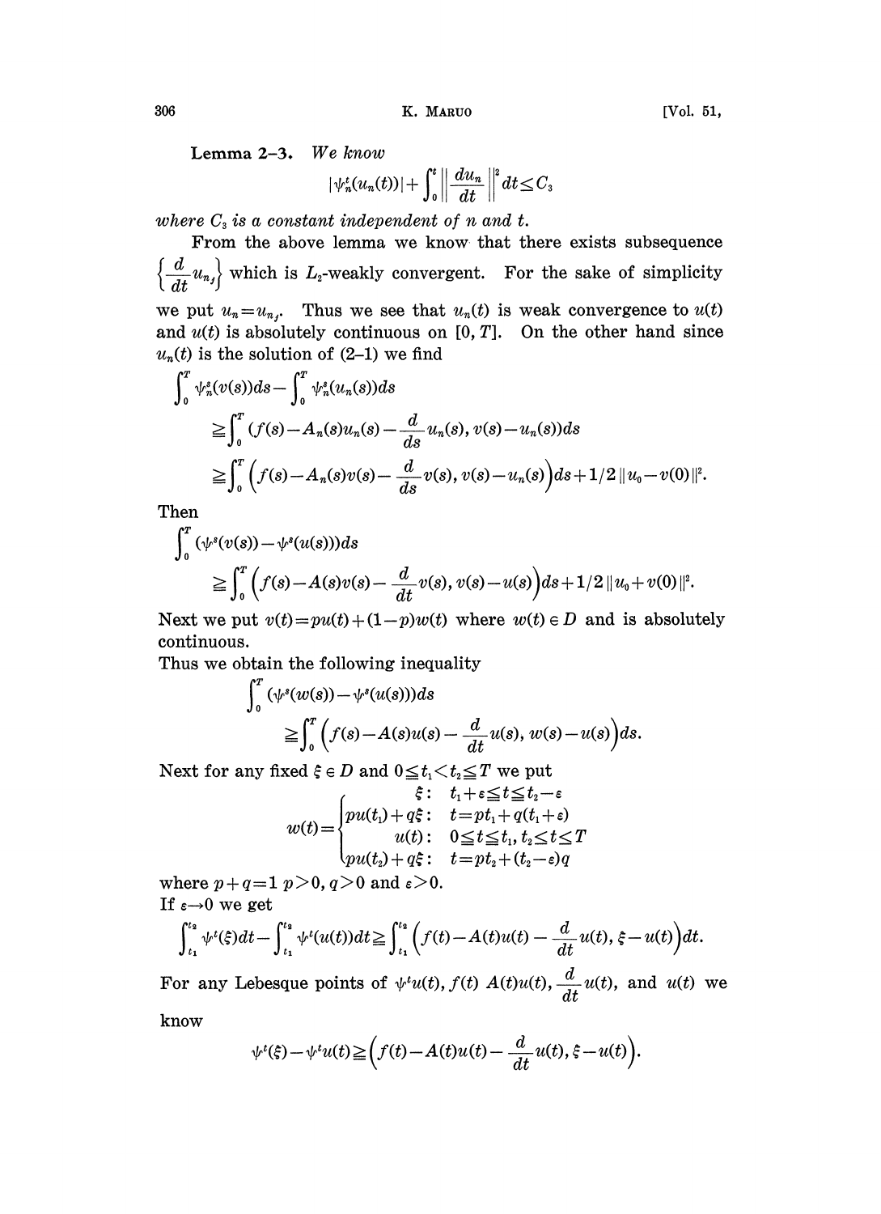**Lemma 2–3.** *We know*

$$|\psi_n^t(u_n(t))| + \int_0^t \left\| \frac{du_n}{dt} \right\|^2 dt \leq C_3$$

*where $C_3$ is a constant independent of $n$ and $t$.*

From the above lemma we know that there exists subsequence $\left\{ \frac{d}{dt} u_{n_j} \right\}$ which is $L_2$-weakly convergent. For the sake of simplicity we put $u_n = u_{n_j}$. Thus we see that $u_n(t)$ is weak convergence to $u(t)$ and $u(t)$ is absolutely continuous on $[0, T]$. On the other hand since $u_n(t)$ is the solution of (2–1) we find

$$\begin{aligned}
&\int_0^T \psi_n^s(v(s))ds - \int_0^T \psi_n^s(u_n(s))ds \\
&\quad \geqq \int_0^T (f(s) - A_n(s)u_n(s) - \frac{d}{ds} u_n(s), v(s) - u_n(s))ds \\
&\quad \geqq \int_0^T \left( f(s) - A_n(s)v(s) - \frac{d}{ds} v(s), v(s) - u_n(s) \right) ds + 1/2 \, \| u_0 - v(0) \|^2.
\end{aligned}$$

Then

$$\begin{aligned}
&\int_0^T (\psi^s(v(s)) - \psi^s(u(s)))ds \\
&\quad \geqq \int_0^T \left( f(s) - A(s)v(s) - \frac{d}{dt} v(s), v(s) - u(s) \right) ds + 1/2 \, \| u_0 + v(0) \|^2.
\end{aligned}$$

Next we put $v(t) = pu(t) + (1-p)w(t)$ where $w(t) \in D$ and is absolutely continuous.

Thus we obtain the following inequality

$$\begin{aligned}
&\int_0^T (\psi^s(w(s)) - \psi^s(u(s)))ds \\
&\quad \geqq \int_0^T \left( f(s) - A(s)u(s) - \frac{d}{dt} u(s), w(s) - u(s) \right) ds.
\end{aligned}$$

Next for any fixed $\xi \in D$ and $0 \leqq t_1 < t_2 \leqq T$ we put

$$w(t) = \begin{cases} \xi: & t_1 + \varepsilon \leqq t \leqq t_2 - \varepsilon \\ pu(t_1) + q\xi: & t = pt_1 + q(t_1 + \varepsilon) \\ u(t): & 0 \leqq t \leqq t_1, \, t_2 \leq t \leq T \\ pu(t_2) + q\xi: & t = pt_2 + (t_2 - \varepsilon)q \end{cases}$$

where $p + q = 1$ $p > 0, q > 0$ and $\varepsilon > 0$.

If $\varepsilon \to 0$ we get

$$\int_{t_1}^{t_2} \psi^t(\xi)dt - \int_{t_1}^{t_2} \psi^t(u(t))dt \geqq \int_{t_1}^{t_2} \left( f(t) - A(t)u(t) - \frac{d}{dt} u(t), \xi - u(t) \right) dt.$$

For any Lebesque points of $\psi^t u(t), f(t)$ $A(t)u(t), \frac{d}{dt} u(t)$, and $u(t)$ we know

$$\psi^t(\xi) - \psi^t u(t) \geqq \left( f(t) - A(t)u(t) - \frac{d}{dt} u(t), \xi - u(t) \right).$$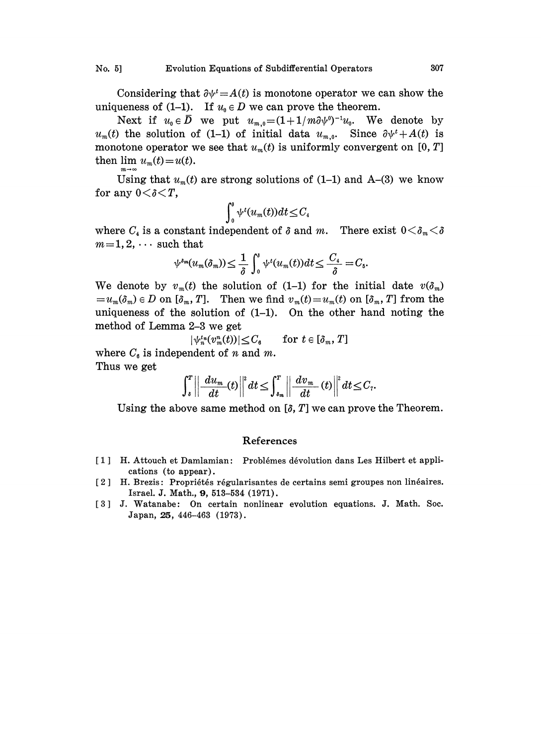Considering that $\partial\psi^t = A(t)$ is monotone operator we can show the uniqueness of (1–1). If $u_0 \in D$ we can prove the theorem.

Next if $u_0 \in \bar{D}$ we put $u_{m,0} = (1+1/m\partial\psi^0)^{-1}u_0$. We denote by $u_m(t)$ the solution of (1–1) of initial data $u_{m,0}$. Since $\partial\psi^t + A(t)$ is monotone operator we see that $u_m(t)$ is uniformly convergent on $[0, T]$ then $\lim_{m\to\infty} u_m(t) = u(t)$.

Using that $u_m(t)$ are strong solutions of (1–1) and A–(3) we know for any $0<\delta<T$,

$$\int_0^\delta \psi^t(u_m(t))dt \leq C_4$$

where $C_4$ is a constant independent of $\delta$ and $m$. There exist $0<\delta_m<\delta$ $m=1, 2, \cdots$ such that

$$\psi^{\delta_m}(u_m(\delta_m)) \leq \frac{1}{\delta}\int_0^\delta \psi^t(u_m(t))dt \leq \frac{C_4}{\delta} = C_5.$$

We denote by $v_m(t)$ the solution of (1–1) for the initial date $v(\delta_m) = u_m(\delta_m) \in D$ on $[\delta_m, T]$. Then we find $v_m(t) = u_m(t)$ on $[\delta_m, T]$ from the uniqueness of the solution of (1–1). On the other hand noting the method of Lemma 2–3 we get

$$|\psi_n^{t_n}(v_m^n(t))| \leq C_6 \qquad \text{for } t \in [\delta_m, T]$$

where $C_6$ is independent of $n$ and $m$.
Thus we get

$$\int_\delta^T \left\| \frac{du_m}{dt}(t) \right\|^2 dt \leq \int_{\delta_m}^T \left\| \frac{dv_m}{dt}(t) \right\|^2 dt \leq C_7.$$

Using the above same method on $[\delta, T]$ we can prove the Theorem.

## References

[1] H. Attouch et Damlamian: Problémes dévolution dans Les Hilbert et applications (to appear).

[2] H. Brezis: Propriétés régularisantes de certains semi groupes non linéaires. Israel. J. Math., **9**, 513–534 (1971).

[3] J. Watanabe: On certain nonlinear evolution equations. J. Math. Soc. Japan, **25**, 446–463 (1973).